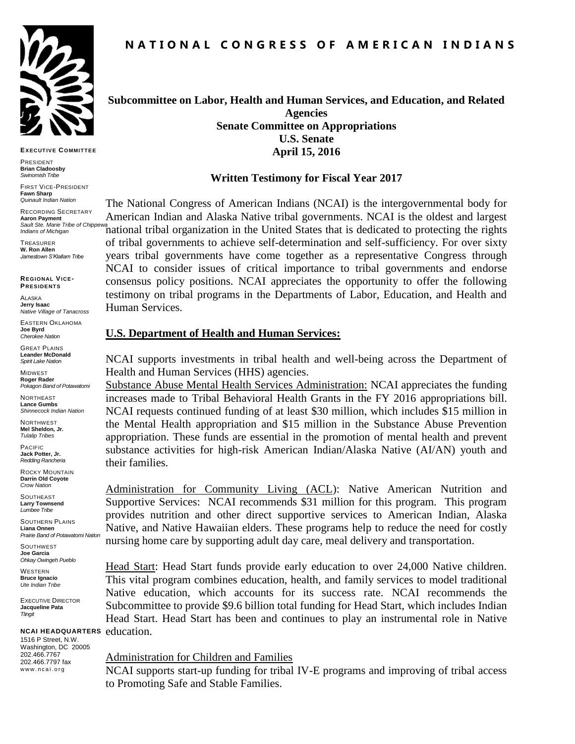# NATIONAL CONGRESS OF AMERICAN INDIANS

**EXECUTIVE COMMITTEE**

PRESIDENT
**Brian Cladoosby**
*Swinomish Tribe*

FIRST VICE-PRESIDENT
**Fawn Sharp**
*Quinault Indian Nation*

RECORDING SECRETARY
**Aaron Payment**
*Sault Ste. Marie Tribe of Chippewa Indians of Michigan*

TREASURER
**W. Ron Allen**
*Jamestown S'Klallam Tribe*

**REGIONAL VICE-PRESIDENTS**

ALASKA
**Jerry Isaac**
*Native Village of Tanacross*

EASTERN OKLAHOMA
**Joe Byrd**
*Cherokee Nation*

GREAT PLAINS
**Leander McDonald**
*Spirit Lake Nation*

MIDWEST
**Roger Rader**
*Pokagon Band of Potawatomi*

NORTHEAST
**Lance Gumbs**
*Shinnecock Indian Nation*

NORTHWEST
**Mel Sheldon, Jr.**
*Tulalip Tribes*

PACIFIC
**Jack Potter, Jr.**
*Redding Rancheria*

ROCKY MOUNTAIN
**Darrin Old Coyote**
*Crow Nation*

SOUTHEAST
**Larry Townsend**
*Lumbee Tribe*

SOUTHERN PLAINS
**Liana Onnen**
*Prairie Band of Potawatomi Nation*

SOUTHWEST
**Joe Garcia**
*Ohkay Owingeh Pueblo*

WESTERN
**Bruce Ignacio**
*Ute Indian Tribe*

EXECUTIVE DIRECTOR
**Jacqueline Pata**
*Tlingit*

**NCAI HEADQUARTERS**
1516 P Street, N.W.
Washington, DC 20005
202.466.7767
202.466.7797 fax
www.ncai.org

**Subcommittee on Labor, Health and Human Services, and Education, and Related Agencies**
**Senate Committee on Appropriations**
**U.S. Senate**
**April 15, 2016**

**Written Testimony for Fiscal Year 2017**

The National Congress of American Indians (NCAI) is the intergovernmental body for American Indian and Alaska Native tribal governments. NCAI is the oldest and largest national tribal organization in the United States that is dedicated to protecting the rights of tribal governments to achieve self-determination and self-sufficiency. For over sixty years tribal governments have come together as a representative Congress through NCAI to consider issues of critical importance to tribal governments and endorse consensus policy positions. NCAI appreciates the opportunity to offer the following testimony on tribal programs in the Departments of Labor, Education, and Health and Human Services.

## U.S. Department of Health and Human Services:

NCAI supports investments in tribal health and well-being across the Department of Health and Human Services (HHS) agencies.

Substance Abuse Mental Health Services Administration: NCAI appreciates the funding increases made to Tribal Behavioral Health Grants in the FY 2016 appropriations bill. NCAI requests continued funding of at least $30 million, which includes $15 million in the Mental Health appropriation and $15 million in the Substance Abuse Prevention appropriation. These funds are essential in the promotion of mental health and prevent substance activities for high-risk American Indian/Alaska Native (AI/AN) youth and their families.

Administration for Community Living (ACL): Native American Nutrition and Supportive Services: NCAI recommends $31 million for this program. This program provides nutrition and other direct supportive services to American Indian, Alaska Native, and Native Hawaiian elders. These programs help to reduce the need for costly nursing home care by supporting adult day care, meal delivery and transportation.

Head Start: Head Start funds provide early education to over 24,000 Native children. This vital program combines education, health, and family services to model traditional Native education, which accounts for its success rate. NCAI recommends the Subcommittee to provide $9.6 billion total funding for Head Start, which includes Indian Head Start. Head Start has been and continues to play an instrumental role in Native education.

Administration for Children and Families

NCAI supports start-up funding for tribal IV-E programs and improving of tribal access to Promoting Safe and Stable Families.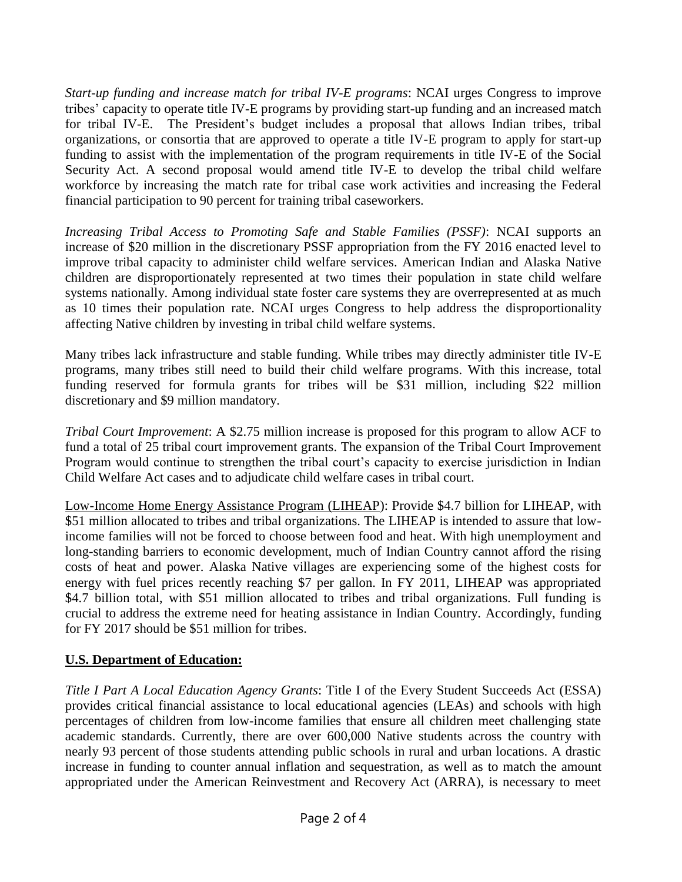*Start-up funding and increase match for tribal IV-E programs*: NCAI urges Congress to improve tribes' capacity to operate title IV-E programs by providing start-up funding and an increased match for tribal IV-E. The President's budget includes a proposal that allows Indian tribes, tribal organizations, or consortia that are approved to operate a title IV-E program to apply for start-up funding to assist with the implementation of the program requirements in title IV-E of the Social Security Act. A second proposal would amend title IV-E to develop the tribal child welfare workforce by increasing the match rate for tribal case work activities and increasing the Federal financial participation to 90 percent for training tribal caseworkers.

*Increasing Tribal Access to Promoting Safe and Stable Families (PSSF)*: NCAI supports an increase of $20 million in the discretionary PSSF appropriation from the FY 2016 enacted level to improve tribal capacity to administer child welfare services. American Indian and Alaska Native children are disproportionately represented at two times their population in state child welfare systems nationally. Among individual state foster care systems they are overrepresented at as much as 10 times their population rate. NCAI urges Congress to help address the disproportionality affecting Native children by investing in tribal child welfare systems.

Many tribes lack infrastructure and stable funding. While tribes may directly administer title IV-E programs, many tribes still need to build their child welfare programs. With this increase, total funding reserved for formula grants for tribes will be $31 million, including $22 million discretionary and $9 million mandatory.

*Tribal Court Improvement*: A $2.75 million increase is proposed for this program to allow ACF to fund a total of 25 tribal court improvement grants. The expansion of the Tribal Court Improvement Program would continue to strengthen the tribal court's capacity to exercise jurisdiction in Indian Child Welfare Act cases and to adjudicate child welfare cases in tribal court.

<u>Low-Income Home Energy Assistance Program (LIHEAP)</u>: Provide $4.7 billion for LIHEAP, with $51 million allocated to tribes and tribal organizations. The LIHEAP is intended to assure that low-income families will not be forced to choose between food and heat. With high unemployment and long-standing barriers to economic development, much of Indian Country cannot afford the rising costs of heat and power. Alaska Native villages are experiencing some of the highest costs for energy with fuel prices recently reaching $7 per gallon. In FY 2011, LIHEAP was appropriated $4.7 billion total, with $51 million allocated to tribes and tribal organizations. Full funding is crucial to address the extreme need for heating assistance in Indian Country. Accordingly, funding for FY 2017 should be $51 million for tribes.

## U.S. Department of Education:

*Title I Part A Local Education Agency Grants*: Title I of the Every Student Succeeds Act (ESSA) provides critical financial assistance to local educational agencies (LEAs) and schools with high percentages of children from low-income families that ensure all children meet challenging state academic standards. Currently, there are over 600,000 Native students across the country with nearly 93 percent of those students attending public schools in rural and urban locations. A drastic increase in funding to counter annual inflation and sequestration, as well as to match the amount appropriated under the American Reinvestment and Recovery Act (ARRA), is necessary to meet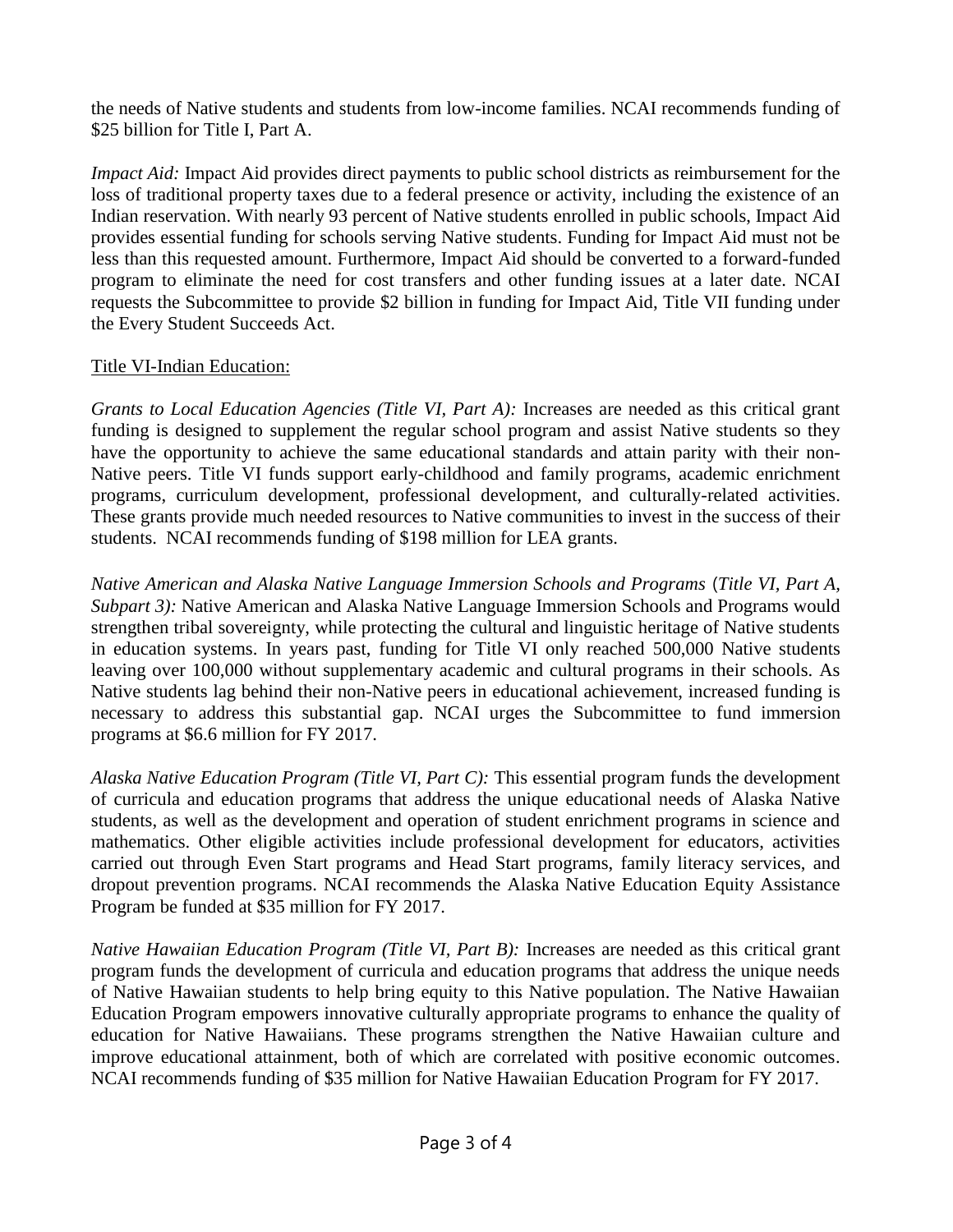the needs of Native students and students from low-income families. NCAI recommends funding of $25 billion for Title I, Part A.

*Impact Aid:* Impact Aid provides direct payments to public school districts as reimbursement for the loss of traditional property taxes due to a federal presence or activity, including the existence of an Indian reservation. With nearly 93 percent of Native students enrolled in public schools, Impact Aid provides essential funding for schools serving Native students. Funding for Impact Aid must not be less than this requested amount. Furthermore, Impact Aid should be converted to a forward-funded program to eliminate the need for cost transfers and other funding issues at a later date. NCAI requests the Subcommittee to provide $2 billion in funding for Impact Aid, Title VII funding under the Every Student Succeeds Act.

<u>Title VI-Indian Education:</u>

*Grants to Local Education Agencies (Title VI, Part A):* Increases are needed as this critical grant funding is designed to supplement the regular school program and assist Native students so they have the opportunity to achieve the same educational standards and attain parity with their non-Native peers. Title VI funds support early-childhood and family programs, academic enrichment programs, curriculum development, professional development, and culturally-related activities. These grants provide much needed resources to Native communities to invest in the success of their students. NCAI recommends funding of $198 million for LEA grants.

*Native American and Alaska Native Language Immersion Schools and Programs (Title VI, Part A, Subpart 3):* Native American and Alaska Native Language Immersion Schools and Programs would strengthen tribal sovereignty, while protecting the cultural and linguistic heritage of Native students in education systems. In years past, funding for Title VI only reached 500,000 Native students leaving over 100,000 without supplementary academic and cultural programs in their schools. As Native students lag behind their non-Native peers in educational achievement, increased funding is necessary to address this substantial gap. NCAI urges the Subcommittee to fund immersion programs at $6.6 million for FY 2017.

*Alaska Native Education Program (Title VI, Part C):* This essential program funds the development of curricula and education programs that address the unique educational needs of Alaska Native students, as well as the development and operation of student enrichment programs in science and mathematics. Other eligible activities include professional development for educators, activities carried out through Even Start programs and Head Start programs, family literacy services, and dropout prevention programs. NCAI recommends the Alaska Native Education Equity Assistance Program be funded at $35 million for FY 2017.

*Native Hawaiian Education Program (Title VI, Part B):* Increases are needed as this critical grant program funds the development of curricula and education programs that address the unique needs of Native Hawaiian students to help bring equity to this Native population. The Native Hawaiian Education Program empowers innovative culturally appropriate programs to enhance the quality of education for Native Hawaiians. These programs strengthen the Native Hawaiian culture and improve educational attainment, both of which are correlated with positive economic outcomes. NCAI recommends funding of $35 million for Native Hawaiian Education Program for FY 2017.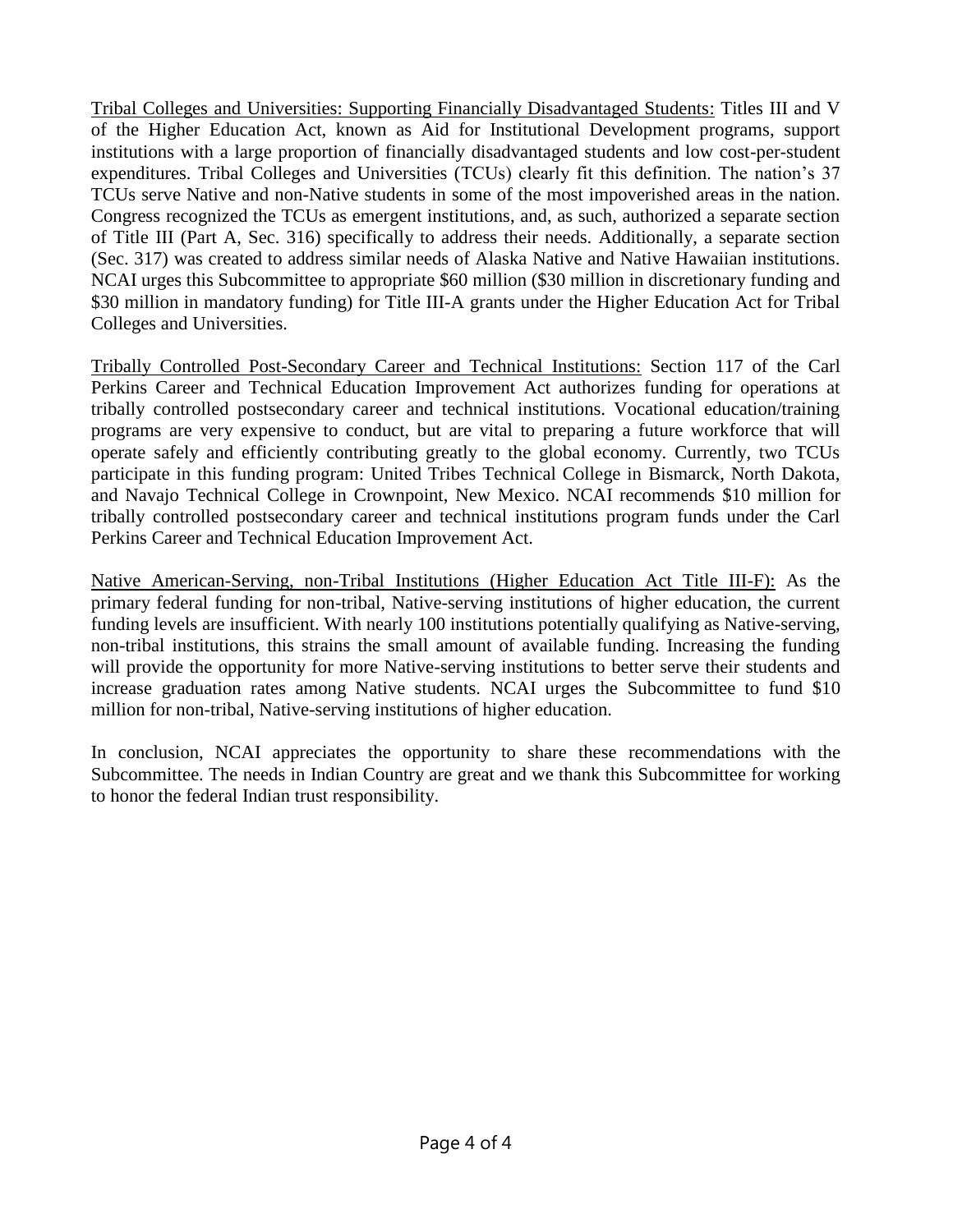<u>Tribal Colleges and Universities: Supporting Financially Disadvantaged Students:</u> Titles III and V of the Higher Education Act, known as Aid for Institutional Development programs, support institutions with a large proportion of financially disadvantaged students and low cost-per-student expenditures. Tribal Colleges and Universities (TCUs) clearly fit this definition. The nation's 37 TCUs serve Native and non-Native students in some of the most impoverished areas in the nation. Congress recognized the TCUs as emergent institutions, and, as such, authorized a separate section of Title III (Part A, Sec. 316) specifically to address their needs. Additionally, a separate section (Sec. 317) was created to address similar needs of Alaska Native and Native Hawaiian institutions. NCAI urges this Subcommittee to appropriate $60 million ($30 million in discretionary funding and $30 million in mandatory funding) for Title III-A grants under the Higher Education Act for Tribal Colleges and Universities.

<u>Tribally Controlled Post-Secondary Career and Technical Institutions:</u> Section 117 of the Carl Perkins Career and Technical Education Improvement Act authorizes funding for operations at tribally controlled postsecondary career and technical institutions. Vocational education/training programs are very expensive to conduct, but are vital to preparing a future workforce that will operate safely and efficiently contributing greatly to the global economy. Currently, two TCUs participate in this funding program: United Tribes Technical College in Bismarck, North Dakota, and Navajo Technical College in Crownpoint, New Mexico. NCAI recommends $10 million for tribally controlled postsecondary career and technical institutions program funds under the Carl Perkins Career and Technical Education Improvement Act.

<u>Native American-Serving, non-Tribal Institutions (Higher Education Act Title III-F):</u> As the primary federal funding for non-tribal, Native-serving institutions of higher education, the current funding levels are insufficient. With nearly 100 institutions potentially qualifying as Native-serving, non-tribal institutions, this strains the small amount of available funding. Increasing the funding will provide the opportunity for more Native-serving institutions to better serve their students and increase graduation rates among Native students. NCAI urges the Subcommittee to fund $10 million for non-tribal, Native-serving institutions of higher education.

In conclusion, NCAI appreciates the opportunity to share these recommendations with the Subcommittee. The needs in Indian Country are great and we thank this Subcommittee for working to honor the federal Indian trust responsibility.